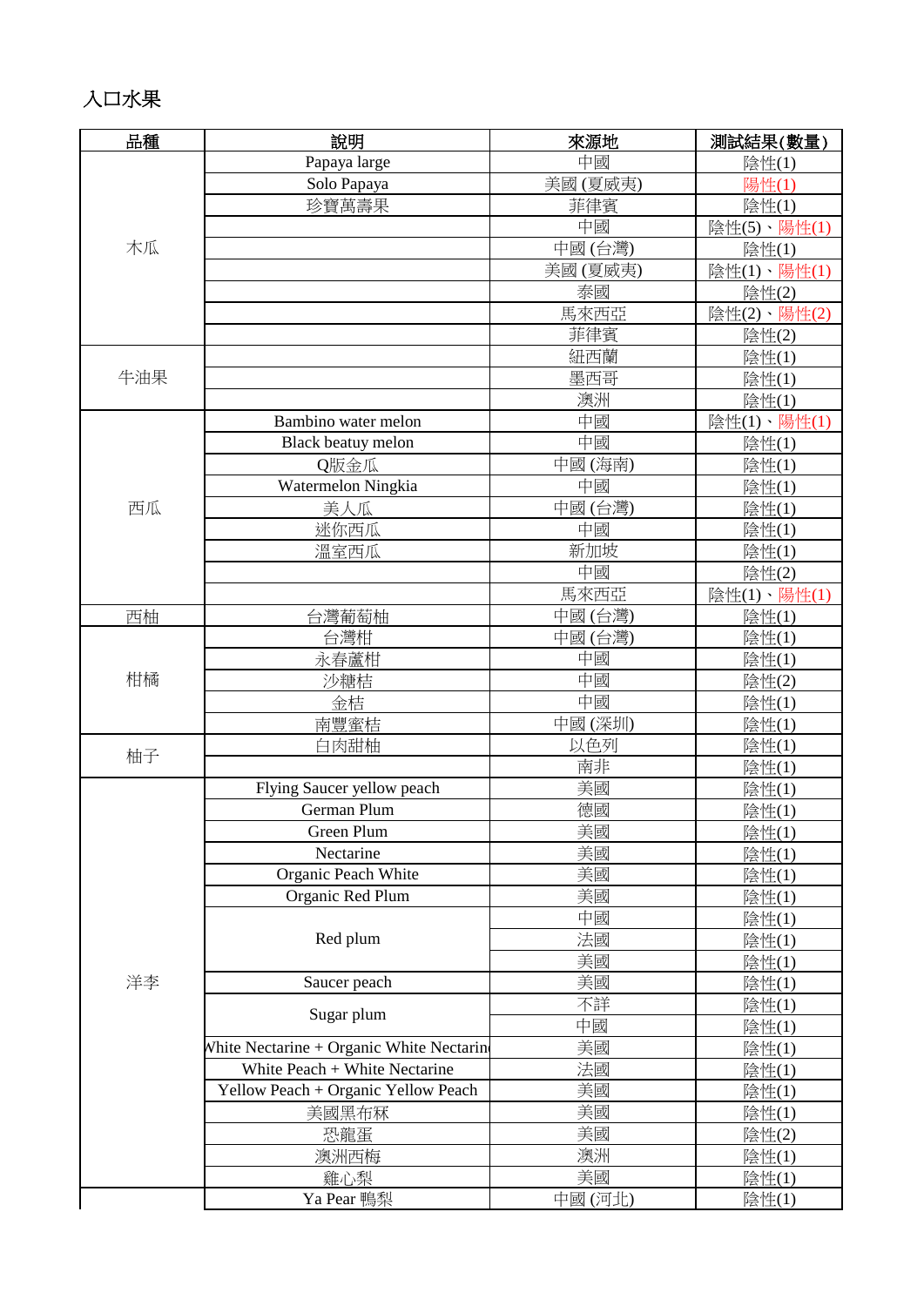# 入口水果

| 品種 | 說明 | 來源地 | 測試結果(數量) |
|---|---|---|---|
| 木瓜 | Papaya large | 中國 | 陰性(1) |
| | Solo Papaya | 美國 (夏威夷) | 陽性(1) |
| | 珍寶萬壽果 | 菲律賓 | 陰性(1) |
| | | 中國 | 陰性(5)、陽性(1) |
| | | 中國 (台灣) | 陰性(1) |
| | | 美國 (夏威夷) | 陰性(1)、陽性(1) |
| | | 泰國 | 陰性(2) |
| | | 馬來西亞 | 陰性(2)、陽性(2) |
| | | 菲律賓 | 陰性(2) |
| 牛油果 | | 紐西蘭 | 陰性(1) |
| | | 墨西哥 | 陰性(1) |
| | | 澳洲 | 陰性(1) |
| 西瓜 | Bambino water melon | 中國 | 陰性(1)、陽性(1) |
| | Black beatuy melon | 中國 | 陰性(1) |
| | Q版金瓜 | 中國 (海南) | 陰性(1) |
| | Watermelon Ningkia | 中國 | 陰性(1) |
| | 美人瓜 | 中國 (台灣) | 陰性(1) |
| | 迷你西瓜 | 中國 | 陰性(1) |
| | 溫室西瓜 | 新加坡 | 陰性(1) |
| | | 中國 | 陰性(2) |
| | | 馬來西亞 | 陰性(1)、陽性(1) |
| 西柚 | 台灣葡萄柚 | 中國 (台灣) | 陰性(1) |
| 柑橘 | 台灣柑 | 中國 (台灣) | 陰性(1) |
| | 永春蘆柑 | 中國 | 陰性(1) |
| | 沙糖桔 | 中國 | 陰性(2) |
| | 金桔 | 中國 | 陰性(1) |
| | 南豐蜜桔 | 中國 (深圳) | 陰性(1) |
| 柚子 | 白肉甜柚 | 以色列 | 陰性(1) |
| | | 南非 | 陰性(1) |
| 洋李 | Flying Saucer yellow peach | 美國 | 陰性(1) |
| | German Plum | 德國 | 陰性(1) |
| | Green Plum | 美國 | 陰性(1) |
| | Nectarine | 美國 | 陰性(1) |
| | Organic Peach White | 美國 | 陰性(1) |
| | Organic Red Plum | 美國 | 陰性(1) |
| | Red plum | 中國 | 陰性(1) |
| | | 法國 | 陰性(1) |
| | | 美國 | 陰性(1) |
| | Saucer peach | 美國 | 陰性(1) |
| | Sugar plum | 不詳 | 陰性(1) |
| | | 中國 | 陰性(1) |
| | White Nectarine + Organic White Nectarine | 美國 | 陰性(1) |
| | White Peach + White Nectarine | 法國 | 陰性(1) |
| | Yellow Peach + Organic Yellow Peach | 美國 | 陰性(1) |
| | 美國黑布冧 | 美國 | 陰性(1) |
| | 恐龍蛋 | 美國 | 陰性(2) |
| | 澳洲西梅 | 澳洲 | 陰性(1) |
| | 雞心梨 | 美國 | 陰性(1) |
| | Ya Pear 鴨梨 | 中國 (河北) | 陰性(1) |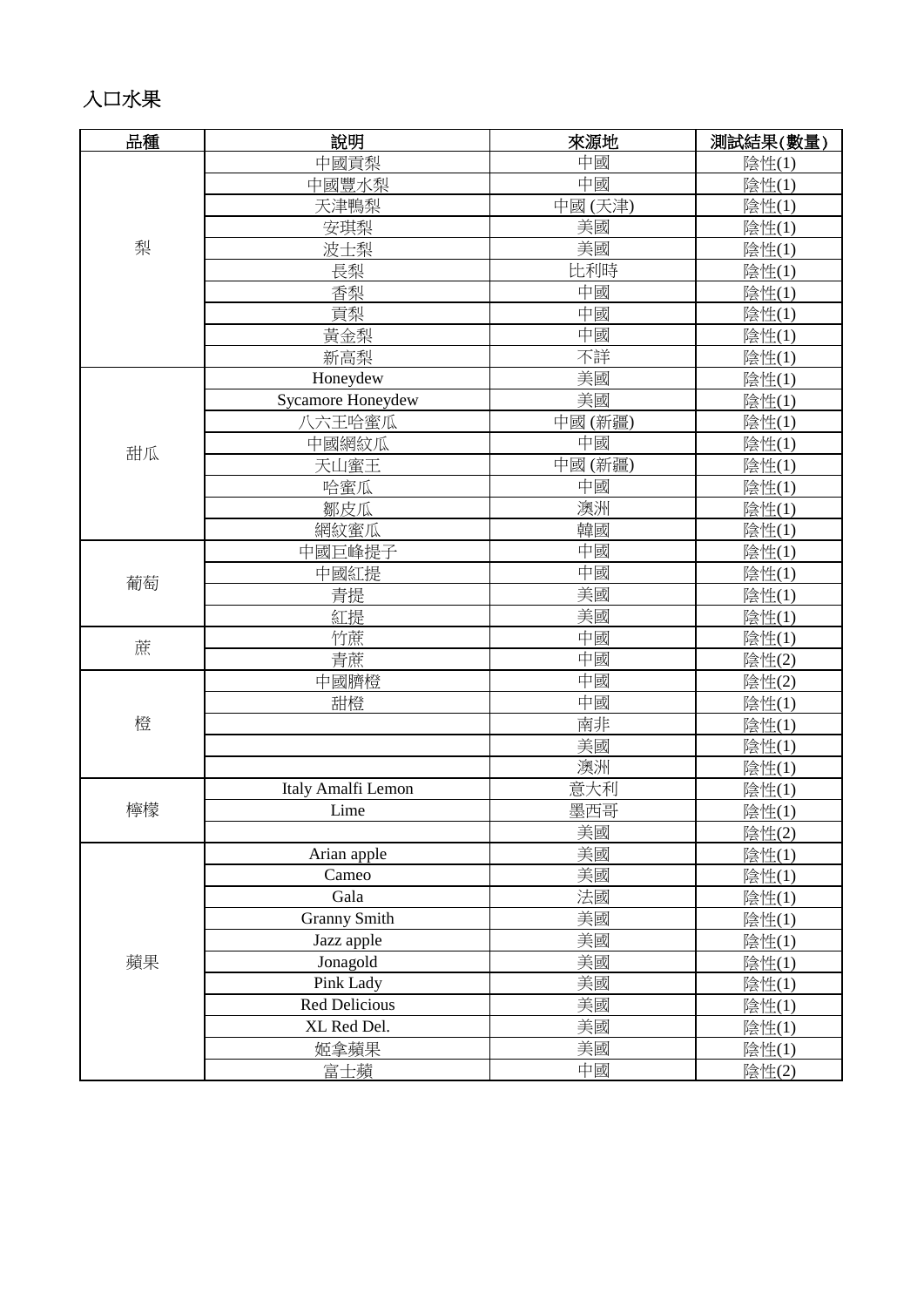## 入口水果

| 品種 | 說明 | 來源地 | 測試結果(數量) |
| --- | --- | --- | --- |
| 梨 | 中國貢梨 | 中國 | 陰性(1) |
| | 中國豐水梨 | 中國 | 陰性(1) |
| | 天津鴨梨 | 中國 (天津) | 陰性(1) |
| | 安琪梨 | 美國 | 陰性(1) |
| | 波士梨 | 美國 | 陰性(1) |
| | 長梨 | 比利時 | 陰性(1) |
| | 香梨 | 中國 | 陰性(1) |
| | 貢梨 | 中國 | 陰性(1) |
| | 黃金梨 | 中國 | 陰性(1) |
| | 新高梨 | 不詳 | 陰性(1) |
| 甜瓜 | Honeydew | 美國 | 陰性(1) |
| | Sycamore Honeydew | 美國 | 陰性(1) |
| | 八六王哈蜜瓜 | 中國 (新疆) | 陰性(1) |
| | 中國網紋瓜 | 中國 | 陰性(1) |
| | 天山蜜王 | 中國 (新疆) | 陰性(1) |
| | 哈蜜瓜 | 中國 | 陰性(1) |
| | 鄒皮瓜 | 澳洲 | 陰性(1) |
| | 網紋蜜瓜 | 韓國 | 陰性(1) |
| 葡萄 | 中國巨峰提子 | 中國 | 陰性(1) |
| | 中國紅提 | 中國 | 陰性(1) |
| | 青提 | 美國 | 陰性(1) |
| | 紅提 | 美國 | 陰性(1) |
| 蔗 | 竹蔗 | 中國 | 陰性(1) |
| | 青蔗 | 中國 | 陰性(2) |
| 橙 | 中國臍橙 | 中國 | 陰性(2) |
| | 甜橙 | 中國 | 陰性(1) |
| | | 南非 | 陰性(1) |
| | | 美國 | 陰性(1) |
| | | 澳洲 | 陰性(1) |
| 檸檬 | Italy Amalfi Lemon | 意大利 | 陰性(1) |
| | Lime | 墨西哥 | 陰性(1) |
| | | 美國 | 陰性(2) |
| 蘋果 | Arian apple | 美國 | 陰性(1) |
| | Cameo | 美國 | 陰性(1) |
| | Gala | 法國 | 陰性(1) |
| | Granny Smith | 美國 | 陰性(1) |
| | Jazz apple | 美國 | 陰性(1) |
| | Jonagold | 美國 | 陰性(1) |
| | Pink Lady | 美國 | 陰性(1) |
| | Red Delicious | 美國 | 陰性(1) |
| | XL Red Del. | 美國 | 陰性(1) |
| | 姬拿蘋果 | 美國 | 陰性(1) |
| | 富士蘋 | 中國 | 陰性(2) |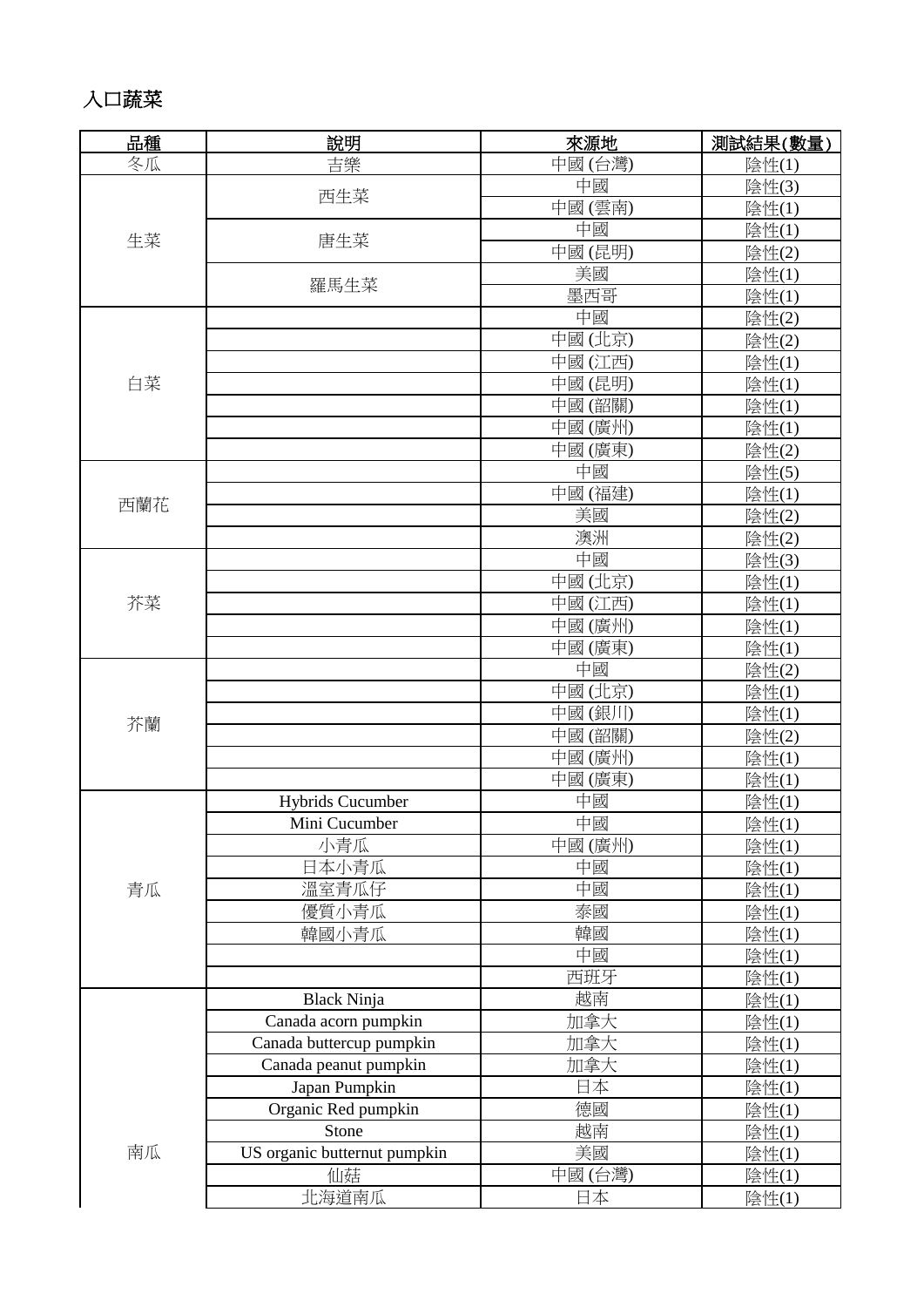## 入口蔬菜

| 品種 | 說明 | 來源地 | 測試結果(數量) |
|---|---|---|---|
| 冬瓜 | 吉樂 | 中國 (台灣) | 陰性(1) |
| 生菜 | 西生菜 | 中國 | 陰性(3) |
| | | 中國 (雲南) | 陰性(1) |
| | 唐生菜 | 中國 | 陰性(1) |
| | | 中國 (昆明) | 陰性(2) |
| | 羅馬生菜 | 美國 | 陰性(1) |
| | | 墨西哥 | 陰性(1) |
| 白菜 | | 中國 | 陰性(2) |
| | | 中國 (北京) | 陰性(2) |
| | | 中國 (江西) | 陰性(1) |
| | | 中國 (昆明) | 陰性(1) |
| | | 中國 (韶關) | 陰性(1) |
| | | 中國 (廣州) | 陰性(1) |
| | | 中國 (廣東) | 陰性(2) |
| 西蘭花 | | 中國 | 陰性(5) |
| | | 中國 (福建) | 陰性(1) |
| | | 美國 | 陰性(2) |
| | | 澳洲 | 陰性(2) |
| 芥菜 | | 中國 | 陰性(3) |
| | | 中國 (北京) | 陰性(1) |
| | | 中國 (江西) | 陰性(1) |
| | | 中國 (廣州) | 陰性(1) |
| | | 中國 (廣東) | 陰性(1) |
| 芥蘭 | | 中國 | 陰性(2) |
| | | 中國 (北京) | 陰性(1) |
| | | 中國 (銀川) | 陰性(1) |
| | | 中國 (韶關) | 陰性(2) |
| | | 中國 (廣州) | 陰性(1) |
| | | 中國 (廣東) | 陰性(1) |
| 青瓜 | Hybrids Cucumber | 中國 | 陰性(1) |
| | Mini Cucumber | 中國 | 陰性(1) |
| | 小青瓜 | 中國 (廣州) | 陰性(1) |
| | 日本小青瓜 | 中國 | 陰性(1) |
| | 溫室青瓜仔 | 中國 | 陰性(1) |
| | 優質小青瓜 | 泰國 | 陰性(1) |
| | 韓國小青瓜 | 韓國 | 陰性(1) |
| | | 中國 | 陰性(1) |
| | | 西班牙 | 陰性(1) |
| 南瓜 | Black Ninja | 越南 | 陰性(1) |
| | Canada acorn pumpkin | 加拿大 | 陰性(1) |
| | Canada buttercup pumpkin | 加拿大 | 陰性(1) |
| | Canada peanut pumpkin | 加拿大 | 陰性(1) |
| | Japan Pumpkin | 日本 | 陰性(1) |
| | Organic Red pumpkin | 德國 | 陰性(1) |
| | Stone | 越南 | 陰性(1) |
| | US organic butternut pumpkin | 美國 | 陰性(1) |
| | 仙菇 | 中國 (台灣) | 陰性(1) |
| | 北海道南瓜 | 日本 | 陰性(1) |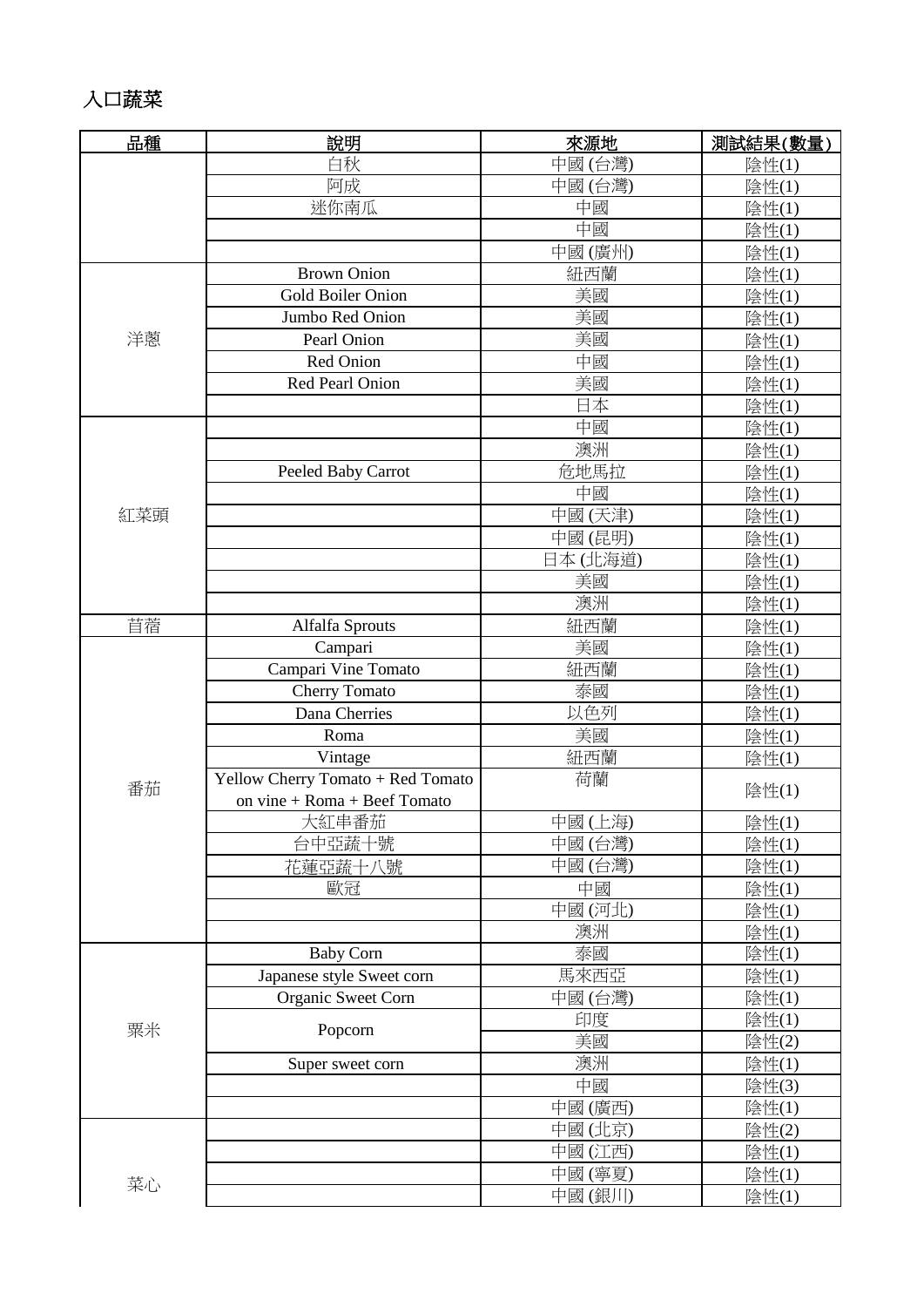## 入口蔬菜

| 品種 | 說明 | 來源地 | 測試結果(數量) |
| --- | --- | --- | --- |
| | 白秋 | 中國 (台灣) | 陰性(1) |
| | 阿成 | 中國 (台灣) | 陰性(1) |
| | 迷你南瓜 | 中國 | 陰性(1) |
| | | 中國 | 陰性(1) |
| | | 中國 (廣州) | 陰性(1) |
| 洋蔥 | Brown Onion | 紐西蘭 | 陰性(1) |
| | Gold Boiler Onion | 美國 | 陰性(1) |
| | Jumbo Red Onion | 美國 | 陰性(1) |
| | Pearl Onion | 美國 | 陰性(1) |
| | Red Onion | 中國 | 陰性(1) |
| | Red Pearl Onion | 美國 | 陰性(1) |
| | | 日本 | 陰性(1) |
| 紅菜頭 | | 中國 | 陰性(1) |
| | | 澳洲 | 陰性(1) |
| | Peeled Baby Carrot | 危地馬拉 | 陰性(1) |
| | | 中國 | 陰性(1) |
| | | 中國 (天津) | 陰性(1) |
| | | 中國 (昆明) | 陰性(1) |
| | | 日本 (北海道) | 陰性(1) |
| | | 美國 | 陰性(1) |
| | | 澳洲 | 陰性(1) |
| 苜蓿 | Alfalfa Sprouts | 紐西蘭 | 陰性(1) |
| 番茄 | Campari | 美國 | 陰性(1) |
| | Campari Vine Tomato | 紐西蘭 | 陰性(1) |
| | Cherry Tomato | 泰國 | 陰性(1) |
| | Dana Cherries | 以色列 | 陰性(1) |
| | Roma | 美國 | 陰性(1) |
| | Vintage | 紐西蘭 | 陰性(1) |
| | Yellow Cherry Tomato + Red Tomato on vine + Roma + Beef Tomato | 荷蘭 | 陰性(1) |
| | 大紅串番茄 | 中國 (上海) | 陰性(1) |
| | 台中亞蔬十號 | 中國 (台灣) | 陰性(1) |
| | 花蓮亞蔬十八號 | 中國 (台灣) | 陰性(1) |
| | 歐冠 | 中國 | 陰性(1) |
| | | 中國 (河北) | 陰性(1) |
| | | 澳洲 | 陰性(1) |
| 粟米 | Baby Corn | 泰國 | 陰性(1) |
| | Japanese style Sweet corn | 馬來西亞 | 陰性(1) |
| | Organic Sweet Corn | 中國 (台灣) | 陰性(1) |
| | Popcorn | 印度 | 陰性(1) |
| | | 美國 | 陰性(2) |
| | Super sweet corn | 澳洲 | 陰性(1) |
| | | 中國 | 陰性(3) |
| | | 中國 (廣西) | 陰性(1) |
| 菜心 | | 中國 (北京) | 陰性(2) |
| | | 中國 (江西) | 陰性(1) |
| | | 中國 (寧夏) | 陰性(1) |
| | | 中國 (銀川) | 陰性(1) |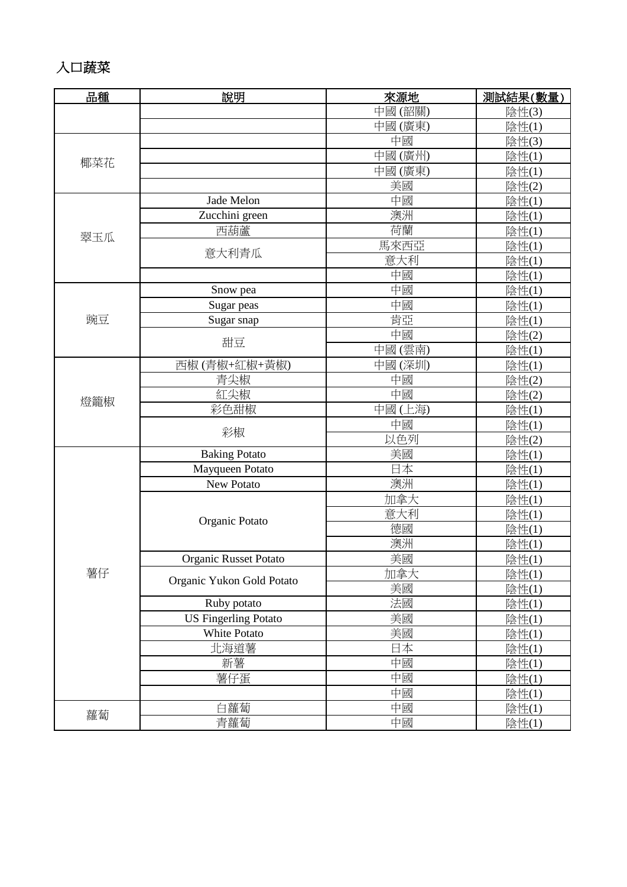## 入口蔬菜

| 品種 | 說明 | 來源地 | 測試結果(數量) |
| --- | --- | --- | --- |
| | | 中國 (韶關) | 陰性(3) |
| | | 中國 (廣東) | 陰性(1) |
| 椰菜花 | | 中國 | 陰性(3) |
| | | 中國 (廣州) | 陰性(1) |
| | | 中國 (廣東) | 陰性(1) |
| | | 美國 | 陰性(2) |
| 翠玉瓜 | Jade Melon | 中國 | 陰性(1) |
| | Zucchini green | 澳洲 | 陰性(1) |
| | 西葫蘆 | 荷蘭 | 陰性(1) |
| | 意大利青瓜 | 馬來西亞 | 陰性(1) |
| | | 意大利 | 陰性(1) |
| | | 中國 | 陰性(1) |
| 豌豆 | Snow pea | 中國 | 陰性(1) |
| | Sugar peas | 中國 | 陰性(1) |
| | Sugar snap | 肯亞 | 陰性(1) |
| | 甜豆 | 中國 | 陰性(2) |
| | | 中國 (雲南) | 陰性(1) |
| 燈籠椒 | 西椒 (青椒+紅椒+黃椒) | 中國 (深圳) | 陰性(1) |
| | 青尖椒 | 中國 | 陰性(2) |
| | 紅尖椒 | 中國 | 陰性(2) |
| | 彩色甜椒 | 中國 (上海) | 陰性(1) |
| | 彩椒 | 中國 | 陰性(1) |
| | | 以色列 | 陰性(2) |
| 薯仔 | Baking Potato | 美國 | 陰性(1) |
| | Mayqueen Potato | 日本 | 陰性(1) |
| | New Potato | 澳洲 | 陰性(1) |
| | Organic Potato | 加拿大 | 陰性(1) |
| | | 意大利 | 陰性(1) |
| | | 德國 | 陰性(1) |
| | | 澳洲 | 陰性(1) |
| | Organic Russet Potato | 美國 | 陰性(1) |
| | Organic Yukon Gold Potato | 加拿大 | 陰性(1) |
| | | 美國 | 陰性(1) |
| | Ruby potato | 法國 | 陰性(1) |
| | US Fingerling Potato | 美國 | 陰性(1) |
| | White Potato | 美國 | 陰性(1) |
| | 北海道薯 | 日本 | 陰性(1) |
| | 新薯 | 中國 | 陰性(1) |
| | 薯仔蛋 | 中國 | 陰性(1) |
| | | 中國 | 陰性(1) |
| 蘿蔔 | 白蘿蔔 | 中國 | 陰性(1) |
| | 青蘿蔔 | 中國 | 陰性(1) |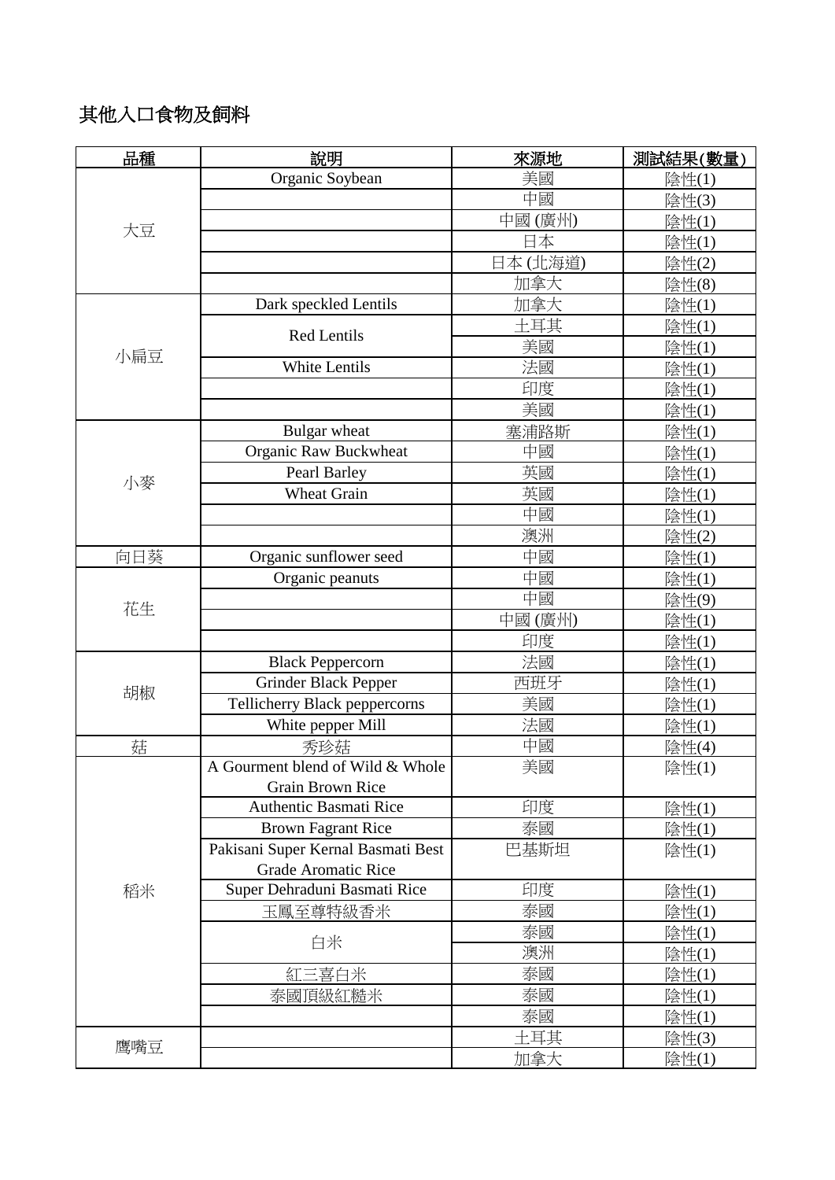## 其他入口食物及飼料

| 品種 | 說明 | 來源地 | 測試結果(數量) |
|---|---|---|---|
| 大豆 | Organic Soybean | 美國 | 陰性(1) |
| | | 中國 | 陰性(3) |
| | | 中國 (廣州) | 陰性(1) |
| | | 日本 | 陰性(1) |
| | | 日本 (北海道) | 陰性(2) |
| | | 加拿大 | 陰性(8) |
| 小扁豆 | Dark speckled Lentils | 加拿大 | 陰性(1) |
| | Red Lentils | 土耳其 | 陰性(1) |
| | | 美國 | 陰性(1) |
| | White Lentils | 法國 | 陰性(1) |
| | | 印度 | 陰性(1) |
| | | 美國 | 陰性(1) |
| 小麥 | Bulgar wheat | 塞浦路斯 | 陰性(1) |
| | Organic Raw Buckwheat | 中國 | 陰性(1) |
| | Pearl Barley | 英國 | 陰性(1) |
| | Wheat Grain | 英國 | 陰性(1) |
| | | 中國 | 陰性(1) |
| | | 澳洲 | 陰性(2) |
| 向日葵 | Organic sunflower seed | 中國 | 陰性(1) |
| 花生 | Organic peanuts | 中國 | 陰性(1) |
| | | 中國 | 陰性(9) |
| | | 中國 (廣州) | 陰性(1) |
| | | 印度 | 陰性(1) |
| 胡椒 | Black Peppercorn | 法國 | 陰性(1) |
| | Grinder Black Pepper | 西班牙 | 陰性(1) |
| | Tellicherry Black peppercorns | 美國 | 陰性(1) |
| | White pepper Mill | 法國 | 陰性(1) |
| 菇 | 秀珍菇 | 中國 | 陰性(4) |
| 稻米 | A Gourment blend of Wild & Whole Grain Brown Rice | 美國 | 陰性(1) |
| | Authentic Basmati Rice | 印度 | 陰性(1) |
| | Brown Fagrant Rice | 泰國 | 陰性(1) |
| | Pakisani Super Kernal Basmati Best Grade Aromatic Rice | 巴基斯坦 | 陰性(1) |
| | Super Dehraduni Basmati Rice | 印度 | 陰性(1) |
| | 玉鳳至尊特級香米 | 泰國 | 陰性(1) |
| | 白米 | 泰國 | 陰性(1) |
| | | 澳洲 | 陰性(1) |
| | 紅三喜白米 | 泰國 | 陰性(1) |
| | 泰國頂級紅糙米 | 泰國 | 陰性(1) |
| | | 泰國 | 陰性(1) |
| 鷹嘴豆 | | 土耳其 | 陰性(3) |
| | | 加拿大 | 陰性(1) |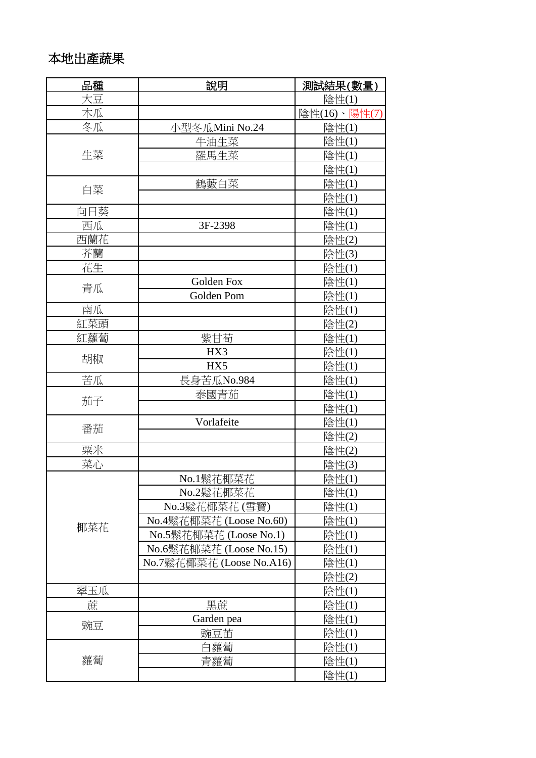# 本地出產蔬果

| 品種 | 說明 | 測試結果(數量) |
|---|---|---|
| 大豆 | | 陰性(1) |
| 木瓜 | | 陰性(16)、陽性(7) |
| 冬瓜 | 小型冬瓜Mini No.24 | 陰性(1) |
| 生菜 | 牛油生菜 | 陰性(1) |
| | 羅馬生菜 | 陰性(1) |
| | | 陰性(1) |
| 白菜 | 鶴藪白菜 | 陰性(1) |
| | | 陰性(1) |
| 向日葵 | | 陰性(1) |
| 西瓜 | 3F-2398 | 陰性(1) |
| 西蘭花 | | 陰性(2) |
| 芥蘭 | | 陰性(3) |
| 花生 | | 陰性(1) |
| 青瓜 | Golden Fox | 陰性(1) |
| | Golden Pom | 陰性(1) |
| 南瓜 | | 陰性(1) |
| 紅菜頭 | | 陰性(2) |
| 紅蘿蔔 | 紫甘荀 | 陰性(1) |
| 胡椒 | HX3 | 陰性(1) |
| | HX5 | 陰性(1) |
| 苦瓜 | 長身苦瓜No.984 | 陰性(1) |
| 茄子 | 泰國青茄 | 陰性(1) |
| | | 陰性(1) |
| 番茄 | Vorlafeite | 陰性(1) |
| | | 陰性(2) |
| 粟米 | | 陰性(2) |
| 菜心 | | 陰性(3) |
| 椰菜花 | No.1鬆花椰菜花 | 陰性(1) |
| | No.2鬆花椰菜花 | 陰性(1) |
| | No.3鬆花椰菜花 (雪寶) | 陰性(1) |
| | No.4鬆花椰菜花 (Loose No.60) | 陰性(1) |
| | No.5鬆花椰菜花 (Loose No.1) | 陰性(1) |
| | No.6鬆花椰菜花 (Loose No.15) | 陰性(1) |
| | No.7鬆花椰菜花 (Loose No.A16) | 陰性(1) |
| | | 陰性(2) |
| 翠玉瓜 | | 陰性(1) |
| 蔗 | 黑蔗 | 陰性(1) |
| 豌豆 | Garden pea | 陰性(1) |
| | 豌豆苗 | 陰性(1) |
| 蘿蔔 | 白蘿蔔 | 陰性(1) |
| | 青蘿蔔 | 陰性(1) |
| | | 陰性(1) |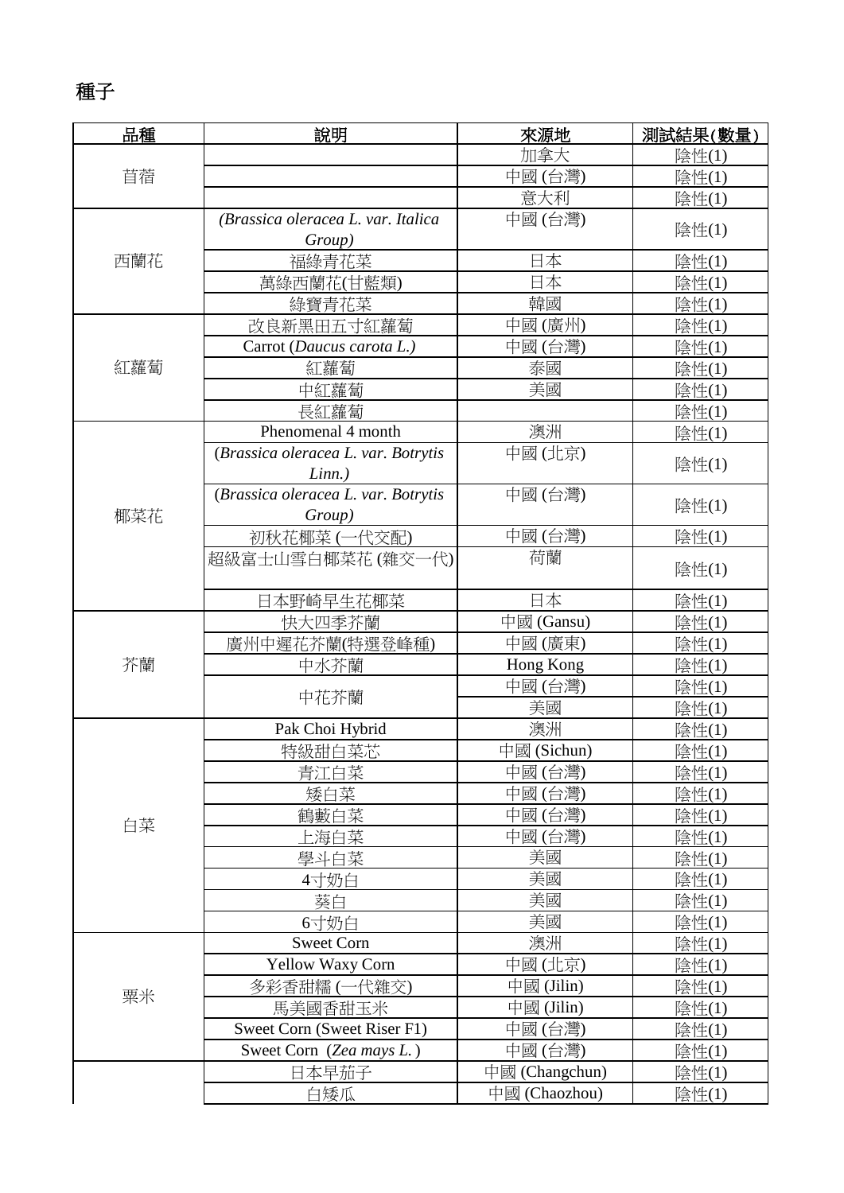# 種子

| 品種 | 說明 | 來源地 | 測試結果(數量) |
|---|---|---|---|
| 苜蓿 | | 加拿大 | 陰性(1) |
| | | 中國 (台灣) | 陰性(1) |
| | | 意大利 | 陰性(1) |
| 西蘭花 | *(Brassica oleracea L. var. Italica Group)* | 中國 (台灣) | 陰性(1) |
| | 福綠青花菜 | 日本 | 陰性(1) |
| | 萬綠西蘭花(甘藍類) | 日本 | 陰性(1) |
| | 綠寶青花菜 | 韓國 | 陰性(1) |
| 紅蘿蔔 | 改良新黑田五寸紅蘿蔔 | 中國 (廣州) | 陰性(1) |
| | Carrot (*Daucus carota L.)* | 中國 (台灣) | 陰性(1) |
| | 紅蘿蔔 | 泰國 | 陰性(1) |
| | 中紅蘿蔔 | 美國 | 陰性(1) |
| | 長紅蘿蔔 | | 陰性(1) |
| 椰菜花 | Phenomenal 4 month | 澳洲 | 陰性(1) |
| | (*Brassica oleracea L. var. Botrytis Linn.)* | 中國 (北京) | 陰性(1) |
| | (*Brassica oleracea L. var. Botrytis Group)* | 中國 (台灣) | 陰性(1) |
| | 初秋花椰菜 (一代交配) | 中國 (台灣) | 陰性(1) |
| | 超級富士山雪白椰菜花 (雜交一代) | 荷蘭 | 陰性(1) |
| | 日本野崎早生花椰菜 | 日本 | 陰性(1) |
| 芥蘭 | 快大四季芥蘭 | 中國 (Gansu) | 陰性(1) |
| | 廣州中遲花芥蘭(特選登峰種) | 中國 (廣東) | 陰性(1) |
| | 中水芥蘭 | Hong Kong | 陰性(1) |
| | 中花芥蘭 | 中國 (台灣) | 陰性(1) |
| | | 美國 | 陰性(1) |
| 白菜 | Pak Choi Hybrid | 澳洲 | 陰性(1) |
| | 特級甜白菜芯 | 中國 (Sichun) | 陰性(1) |
| | 青江白菜 | 中國 (台灣) | 陰性(1) |
| | 矮白菜 | 中國 (台灣) | 陰性(1) |
| | 鶴藪白菜 | 中國 (台灣) | 陰性(1) |
| | 上海白菜 | 中國 (台灣) | 陰性(1) |
| | 學斗白菜 | 美國 | 陰性(1) |
| | 4寸奶白 | 美國 | 陰性(1) |
| | 葵白 | 美國 | 陰性(1) |
| | 6寸奶白 | 美國 | 陰性(1) |
| 粟米 | Sweet Corn | 澳洲 | 陰性(1) |
| | Yellow Waxy Corn | 中國 (北京) | 陰性(1) |
| | 多彩香甜糯 (一代雜交) | 中國 (Jilin) | 陰性(1) |
| | 馬美國香甜玉米 | 中國 (Jilin) | 陰性(1) |
| | Sweet Corn (Sweet Riser F1) | 中國 (台灣) | 陰性(1) |
| | Sweet Corn (*Zea mays L.*) | 中國 (台灣) | 陰性(1) |
| | 日本早茄子 | 中國 (Changchun) | 陰性(1) |
| | 白矮瓜 | 中國 (Chaozhou) | 陰性(1) |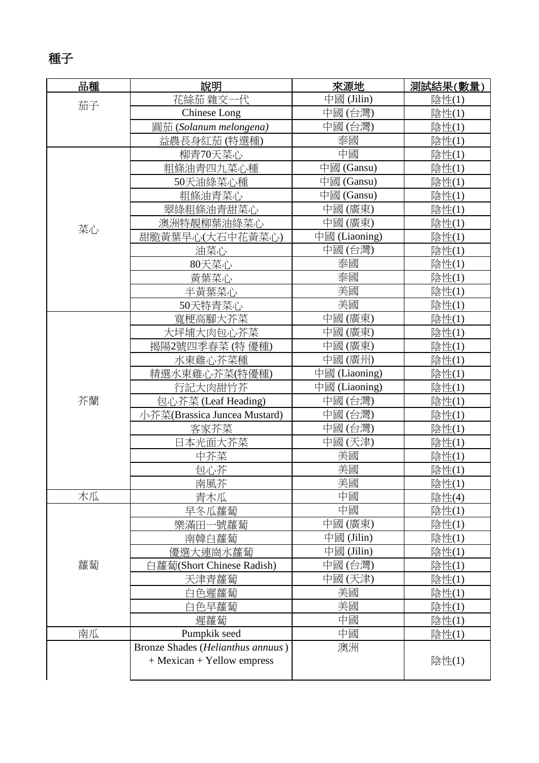# 種子

| 品種 | 說明 | 來源地 | 測試結果(數量) |
| --- | --- | --- | --- |
| 茄子 | 花絲茄 雜交一代 | 中國 (Jilin) | 陰性(1) |
| | Chinese Long | 中國 (台灣) | 陰性(1) |
| | 圓茄 (*Solanum melongena)* | 中國 (台灣) | 陰性(1) |
| | 益農長身紅茄 (特選種) | 泰國 | 陰性(1) |
| 菜心 | 柳青70天菜心 | 中國 | 陰性(1) |
| | 粗條油青四九菜心種 | 中國 (Gansu) | 陰性(1) |
| | 50天油綠菜心種 | 中國 (Gansu) | 陰性(1) |
| | 粗條油青菜心 | 中國 (Gansu) | 陰性(1) |
| | 翠綠粗條油青甜菜心 | 中國 (廣東) | 陰性(1) |
| | 澳洲特靚柳葉油綠菜心 | 中國 (廣東) | 陰性(1) |
| | 甜脆黃葉早心(大石中花黃菜心) | 中國 (Liaoning) | 陰性(1) |
| | 油菜心 | 中國 (台灣) | 陰性(1) |
| | 80天菜心 | 泰國 | 陰性(1) |
| | 黃葉菜心 | 泰國 | 陰性(1) |
| | 半黃葉菜心 | 美國 | 陰性(1) |
| | 50天特青菜心 | 美國 | 陰性(1) |
| 芥蘭 | 寬梗高腳大芥菜 | 中國 (廣東) | 陰性(1) |
| | 大坪埔大肉包心芥菜 | 中國 (廣東) | 陰性(1) |
| | 揭陽2號四季春菜 (特 優種) | 中國 (廣東) | 陰性(1) |
| | 水東雞心芥菜種 | 中國 (廣州) | 陰性(1) |
| | 精選水東雞心芥菜(特優種) | 中國 (Liaoning) | 陰性(1) |
| | 行記大肉甜竹芥 | 中國 (Liaoning) | 陰性(1) |
| | 包心芥菜 (Leaf Heading) | 中國 (台灣) | 陰性(1) |
| | 小芥菜(Brassica Juncea Mustard) | 中國 (台灣) | 陰性(1) |
| | 客家芥菜 | 中國 (台灣) | 陰性(1) |
| | 日本光面大芥菜 | 中國 (天津) | 陰性(1) |
| | 中芥菜 | 美國 | 陰性(1) |
| | 包心芥 | 美國 | 陰性(1) |
| | 南風芥 | 美國 | 陰性(1) |
| 木瓜 | 青木瓜 | 中國 | 陰性(4) |
| 蘿蔔 | 早冬瓜蘿蔔 | 中國 | 陰性(1) |
| | 樂滿田一號蘿蔔 | 中國 (廣東) | 陰性(1) |
| | 南韓白蘿蔔 | 中國 (Jilin) | 陰性(1) |
| | 優選大連崗水蘿蔔 | 中國 (Jilin) | 陰性(1) |
| | 白蘿蔔(Short Chinese Radish) | 中國 (台灣) | 陰性(1) |
| | 天津青蘿蔔 | 中國 (天津) | 陰性(1) |
| | 白色遲蘿蔔 | 美國 | 陰性(1) |
| | 白色早蘿蔔 | 美國 | 陰性(1) |
| | 遲蘿蔔 | 中國 | 陰性(1) |
| 南瓜 | Pumpkik seed | 中國 | 陰性(1) |
| | Bronze Shades (*Helianthus annuus*) + Mexican + Yellow empress | 澳洲 | 陰性(1) |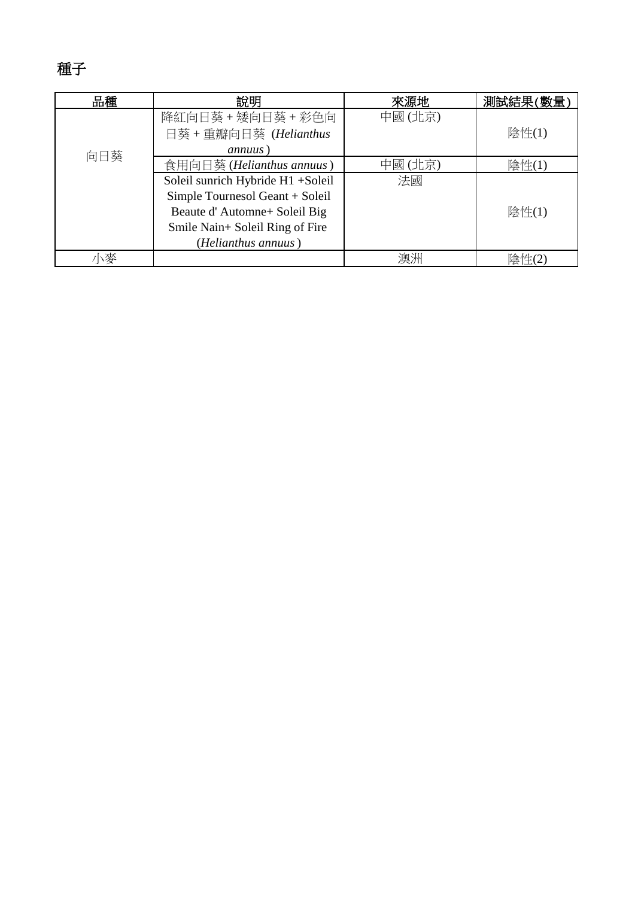# 種子

| 品種 | 說明 | 來源地 | 測試結果(數量) |
|---|---|---|---|
| 向日葵 | 降紅向日葵 + 矮向日葵 + 彩色向日葵 + 重瓣向日葵 (*Helianthus annuus*) | 中國 (北京) | 陰性(1) |
| | 食用向日葵 (*Helianthus annuus*) | 中國 (北京) | 陰性(1) |
| | Soleil sunrich Hybride H1 +Soleil Simple Tournesol Geant + Soleil Beaute d' Automne+ Soleil Big Smile Nain+ Soleil Ring of Fire (*Helianthus annuus*) | 法國 | 陰性(1) |
| 小麥 | | 澳洲 | 陰性(2) |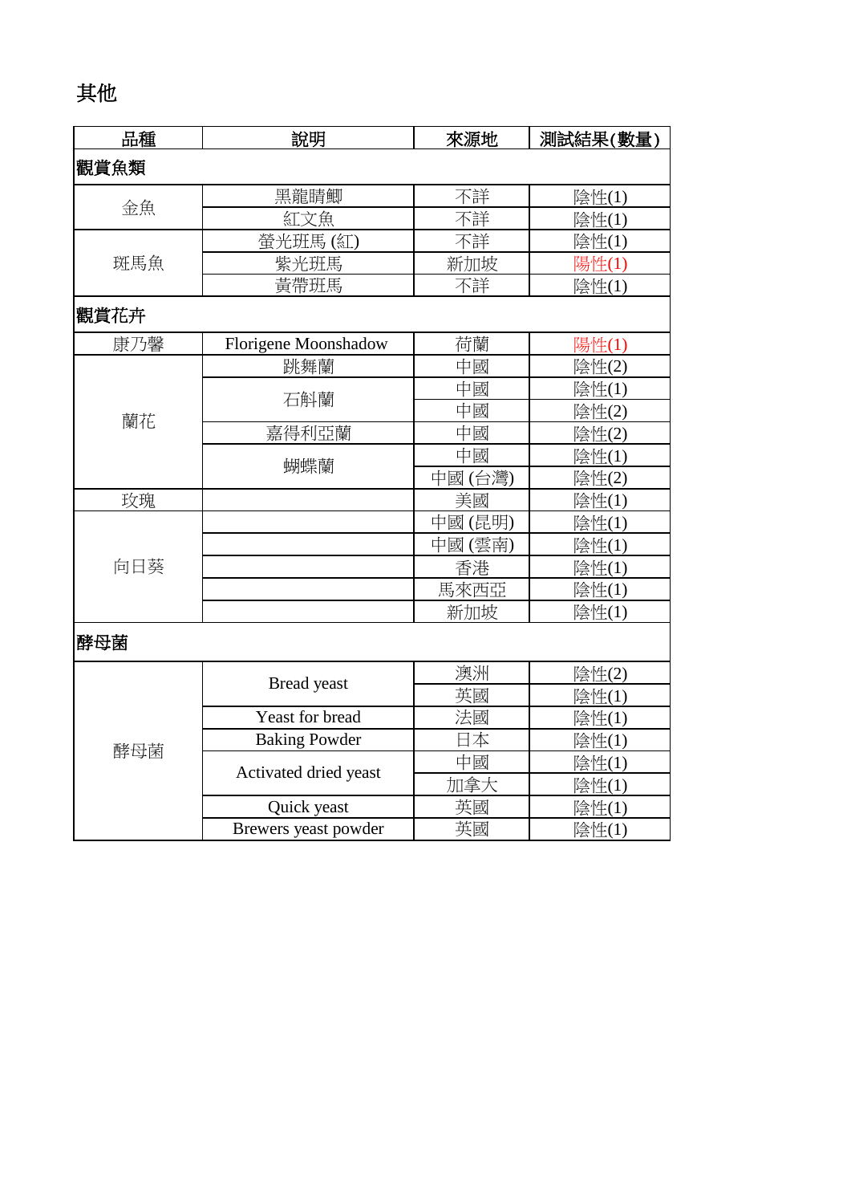## 其他

| 品種 | 說明 | 來源地 | 測試結果(數量) |
|---|---|---|---|
| **觀賞魚類** | | | |
| 金魚 | 黑龍睛鯽 | 不詳 | 陰性(1) |
| | 紅文魚 | 不詳 | 陰性(1) |
| 斑馬魚 | 螢光斑馬 (紅) | 不詳 | 陰性(1) |
| | 紫光斑馬 | 新加坡 | 陽性(1) |
| | 黃帶斑馬 | 不詳 | 陰性(1) |
| **觀賞花卉** | | | |
| 康乃馨 | Florigene Moonshadow | 荷蘭 | 陽性(1) |
| 蘭花 | 跳舞蘭 | 中國 | 陰性(2) |
| | 石斛蘭 | 中國 | 陰性(1) |
| | | 中國 | 陰性(2) |
| | 嘉得利亞蘭 | 中國 | 陰性(2) |
| | 蝴蝶蘭 | 中國 | 陰性(1) |
| | | 中國 (台灣) | 陰性(2) |
| 玫瑰 | | 美國 | 陰性(1) |
| 向日葵 | | 中國 (昆明) | 陰性(1) |
| | | 中國 (雲南) | 陰性(1) |
| | | 香港 | 陰性(1) |
| | | 馬來西亞 | 陰性(1) |
| | | 新加坡 | 陰性(1) |
| **酵母菌** | | | |
| 酵母菌 | Bread yeast | 澳洲 | 陰性(2) |
| | | 英國 | 陰性(1) |
| | Yeast for bread | 法國 | 陰性(1) |
| | Baking Powder | 日本 | 陰性(1) |
| | Activated dried yeast | 中國 | 陰性(1) |
| | | 加拿大 | 陰性(1) |
| | Quick yeast | 英國 | 陰性(1) |
| | Brewers yeast powder | 英國 | 陰性(1) |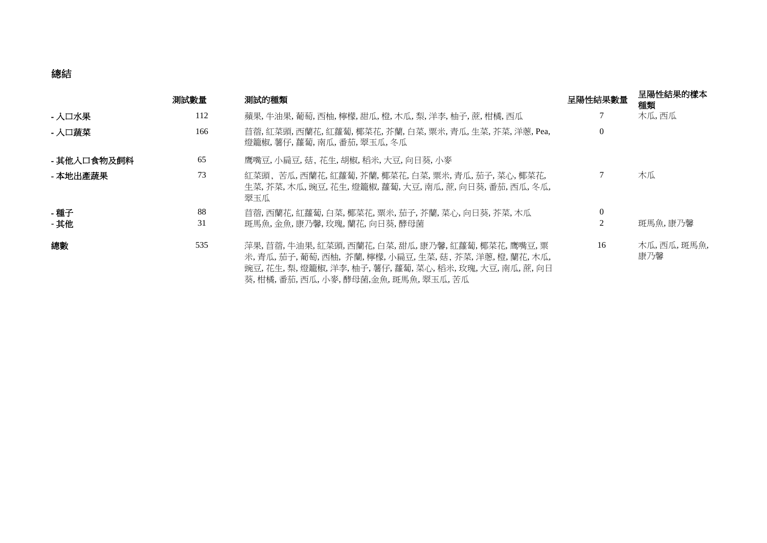# 總結

| | 測試數量 | 測試的種類 | 呈陽性結果數量 | 呈陽性結果的樣本種類 |
|---|---|---|---|---|
| - 入口水果 | 112 | 蘋果, 牛油果, 葡萄, 西柚, 檸檬, 甜瓜, 橙, 木瓜, 梨, 洋李, 柚子, 蔗, 柑橘, 西瓜 | 7 | 木瓜, 西瓜 |
| - 入口蔬菜 | 166 | 苜蓿, 紅菜頭, 西蘭花, 紅蘿蔔, 椰菜花, 芥蘭, 白菜, 粟米, 青瓜, 生菜, 芥菜, 洋蔥, Pea, 燈籠椒, 薯仔, 蘿蔔, 南瓜, 番茄, 翠玉瓜, 冬瓜 | 0 | |
| - 其他入口食物及飼料 | 65 | 鷹嘴豆, 小扁豆, 菇、花生, 胡椒, 稻米, 大豆, 向日葵, 小麥 | | |
| - 本地出產蔬果 | 73 | 紅菜頭、苦瓜, 西蘭花, 紅蘿蔔, 芥蘭, 椰菜花, 白菜, 粟米, 青瓜, 茄子, 菜心, 椰菜花, 生菜, 芥菜, 木瓜, 豌豆, 花生, 燈籠椒, 蘿蔔, 大豆, 南瓜, 蔗, 向日葵, 番茄, 西瓜, 冬瓜, 翠玉瓜 | 7 | 木瓜 |
| - 種子 | 88 | 苜蓿, 西蘭花, 紅蘿蔔, 白菜, 椰菜花, 粟米, 茄子, 芥蘭, 菜心, 向日葵, 芥菜, 木瓜 | 0 | |
| - 其他 | 31 | 斑馬魚, 金魚, 康乃馨, 玫瑰, 蘭花, 向日葵, 酵母菌 | 2 | 斑馬魚, 康乃馨 |
| 總數 | 535 | 萍果, 苜蓿, 牛油果, 紅菜頭, 西蘭花, 白菜, 甜瓜, 康乃馨, 紅蘿蔔, 椰菜花, 鷹嘴豆, 粟米, 青瓜, 茄子, 葡萄, 西柚, 芥蘭, 檸檬, 小扁豆, 生菜, 菇、芥菜, 洋蔥, 橙, 蘭花, 木瓜, 豌豆, 花生, 梨, 燈籠椒, 洋李, 柚子, 薯仔, 蘿蔔, 菜心, 稻米, 玫瑰, 大豆, 南瓜, 蔗, 向日葵, 柑橘, 番茄, 西瓜, 小麥, 酵母菌,金魚, 斑馬魚, 翠玉瓜, 苦瓜 | 16 | 木瓜, 西瓜, 斑馬魚, 康乃馨 |